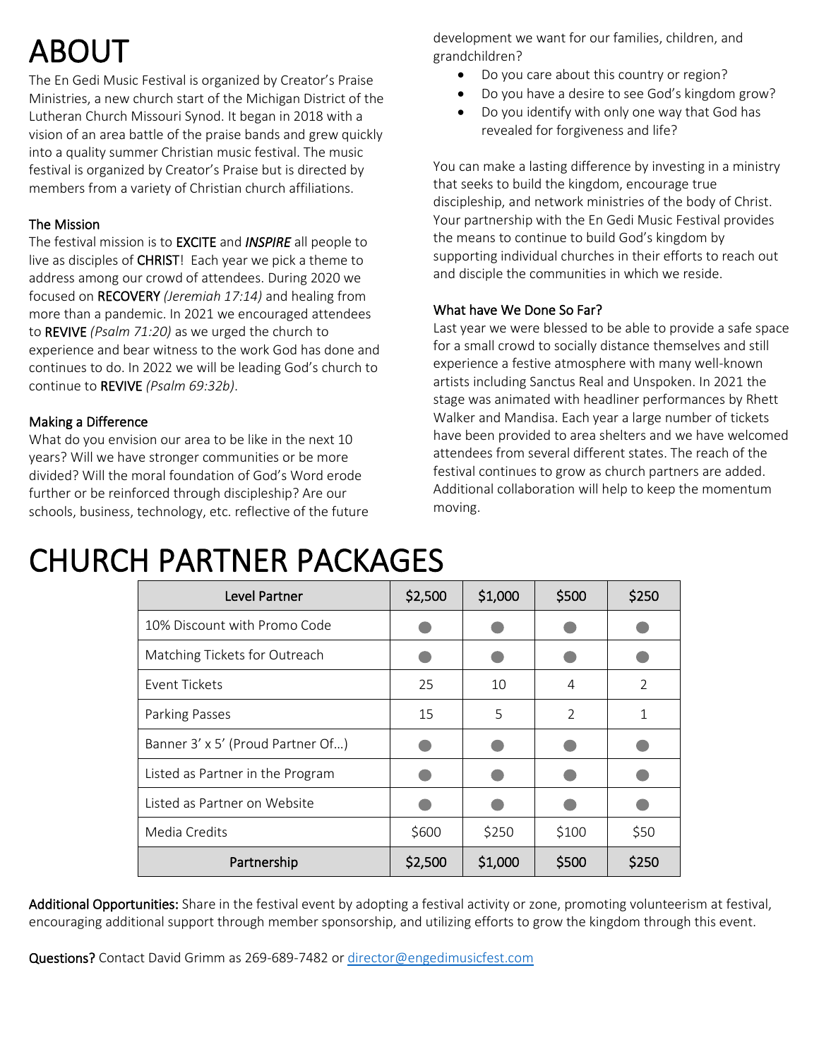# ABOUT

The En Gedi Music Festival is organized by Creator's Praise Ministries, a new church start of the Michigan District of the Lutheran Church Missouri Synod. It began in 2018 with a vision of an area battle of the praise bands and grew quickly into a quality summer Christian music festival. The music festival is organized by Creator's Praise but is directed by members from a variety of Christian church affiliations.

### The Mission

The festival mission is to **EXCITE** and ***INSPIRE*** all people to live as disciples of **CHRIST**! Each year we pick a theme to address among our crowd of attendees. During 2020 we focused on **RECOVERY** *(Jeremiah 17:14)* and healing from more than a pandemic. In 2021 we encouraged attendees to **REVIVE** *(Psalm 71:20)* as we urged the church to experience and bear witness to the work God has done and continues to do. In 2022 we will be leading God's church to continue to **REVIVE** *(Psalm 69:32b)*.

### Making a Difference

What do you envision our area to be like in the next 10 years? Will we have stronger communities or be more divided? Will the moral foundation of God's Word erode further or be reinforced through discipleship? Are our schools, business, technology, etc. reflective of the future development we want for our families, children, and grandchildren?

- Do you care about this country or region?
- Do you have a desire to see God's kingdom grow?
- Do you identify with only one way that God has revealed for forgiveness and life?

You can make a lasting difference by investing in a ministry that seeks to build the kingdom, encourage true discipleship, and network ministries of the body of Christ. Your partnership with the En Gedi Music Festival provides the means to continue to build God's kingdom by supporting individual churches in their efforts to reach out and disciple the communities in which we reside.

### What have We Done So Far?

Last year we were blessed to be able to provide a safe space for a small crowd to socially distance themselves and still experience a festive atmosphere with many well-known artists including Sanctus Real and Unspoken. In 2021 the stage was animated with headliner performances by Rhett Walker and Mandisa. Each year a large number of tickets have been provided to area shelters and we have welcomed attendees from several different states. The reach of the festival continues to grow as church partners are added. Additional collaboration will help to keep the momentum moving.

# CHURCH PARTNER PACKAGES

| Level Partner | $2,500 | $1,000 | $500 | $250 |
|---|---|---|---|---|
| 10% Discount with Promo Code | ● | ● | ● | ● |
| Matching Tickets for Outreach | ● | ● | ● | ● |
| Event Tickets | 25 | 10 | 4 | 2 |
| Parking Passes | 15 | 5 | 2 | 1 |
| Banner 3' x 5' (Proud Partner Of…) | ● | ● | ● | ● |
| Listed as Partner in the Program | ● | ● | ● | ● |
| Listed as Partner on Website | ● | ● | ● | ● |
| Media Credits | $600 | $250 | $100 | $50 |
| **Partnership** | **$2,500** | **$1,000** | **$500** | **$250** |

**Additional Opportunities:** Share in the festival event by adopting a festival activity or zone, promoting volunteerism at festival, encouraging additional support through member sponsorship, and utilizing efforts to grow the kingdom through this event.

**Questions?** Contact David Grimm as 269-689-7482 or director@engedimusicfest.com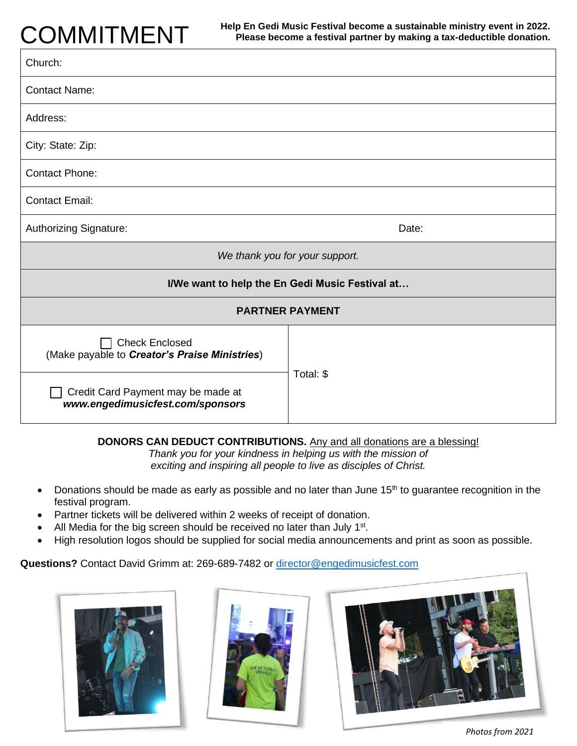# COMMITMENT

**Help En Gedi Music Festival become a sustainable ministry event in 2022. Please become a festival partner by making a tax-deductible donation.**

| | |
|---|---|
| Church: | |
| Contact Name: | |
| Address: | |
| City: State: Zip: | |
| Contact Phone: | |
| Contact Email: | |
| Authorizing Signature: | Date: |
| *We thank you for your support.* | |
| **I/We want to help the En Gedi Music Festival at…** | |
| **PARTNER PAYMENT** | |
| ☐ Check Enclosed (Make payable to ***Creator's Praise Ministries***) | Total: $ |
| ☐ Credit Card Payment may be made at ***www.engedimusicfest.com/sponsors*** | |

**DONORS CAN DEDUCT CONTRIBUTIONS.** Any and all donations are a blessing!

*Thank you for your kindness in helping us with the mission of exciting and inspiring all people to live as disciples of Christ.*

- Donations should be made as early as possible and no later than June 15th to guarantee recognition in the festival program.
- Partner tickets will be delivered within 2 weeks of receipt of donation.
- All Media for the big screen should be received no later than July 1st.
- High resolution logos should be supplied for social media announcements and print as soon as possible.

**Questions?** Contact David Grimm at: 269-689-7482 or director@engedimusicfest.com

*Photos from 2021*